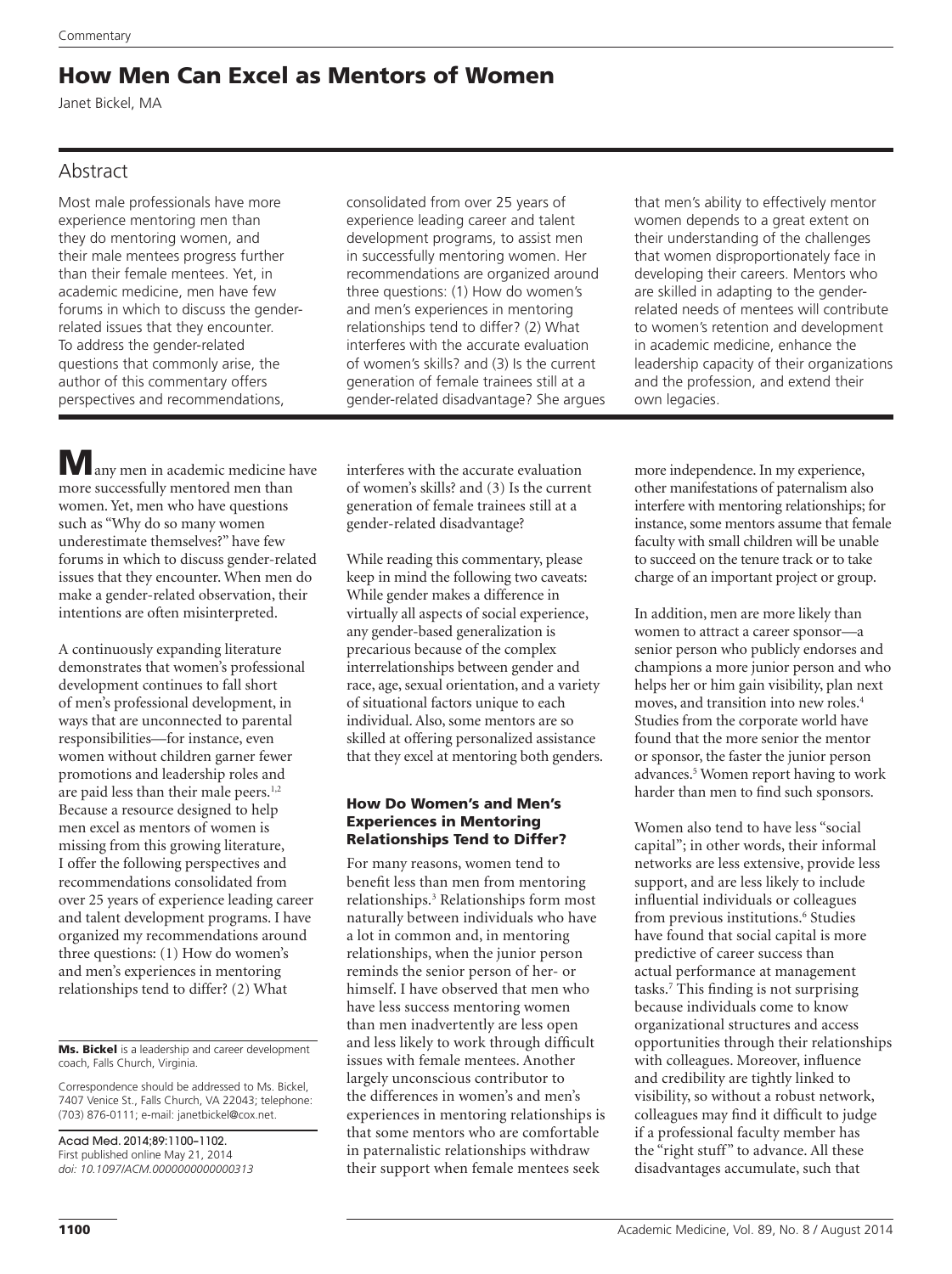Commentary

# How Men Can Excel as Mentors of Women

Janet Bickel, MA

## Abstract

Most male professionals have more experience mentoring men than they do mentoring women, and their male mentees progress further than their female mentees. Yet, in academic medicine, men have few forums in which to discuss the gender-related issues that they encounter. To address the gender-related questions that commonly arise, the author of this commentary offers perspectives and recommendations, consolidated from over 25 years of experience leading career and talent development programs, to assist men in successfully mentoring women. Her recommendations are organized around three questions: (1) How do women's and men's experiences in mentoring relationships tend to differ? (2) What interferes with the accurate evaluation of women's skills? and (3) Is the current generation of female trainees still at a gender-related disadvantage? She argues that men's ability to effectively mentor women depends to a great extent on their understanding of the challenges that women disproportionately face in developing their careers. Mentors who are skilled in adapting to the gender-related needs of mentees will contribute to women's retention and development in academic medicine, enhance the leadership capacity of their organizations and the profession, and extend their own legacies.

Many men in academic medicine have more successfully mentored men than women. Yet, men who have questions such as "Why do so many women underestimate themselves?" have few forums in which to discuss gender-related issues that they encounter. When men do make a gender-related observation, their intentions are often misinterpreted.

A continuously expanding literature demonstrates that women's professional development continues to fall short of men's professional development, in ways that are unconnected to parental responsibilities—for instance, even women without children garner fewer promotions and leadership roles and are paid less than their male peers.[1,2] Because a resource designed to help men excel as mentors of women is missing from this growing literature, I offer the following perspectives and recommendations consolidated from over 25 years of experience leading career and talent development programs. I have organized my recommendations around three questions: (1) How do women's and men's experiences in mentoring relationships tend to differ? (2) What interferes with the accurate evaluation of women's skills? and (3) Is the current generation of female trainees still at a gender-related disadvantage?

While reading this commentary, please keep in mind the following two caveats: While gender makes a difference in virtually all aspects of social experience, any gender-based generalization is precarious because of the complex interrelationships between gender and race, age, sexual orientation, and a variety of situational factors unique to each individual. Also, some mentors are so skilled at offering personalized assistance that they excel at mentoring both genders.

### How Do Women's and Men's Experiences in Mentoring Relationships Tend to Differ?

For many reasons, women tend to benefit less than men from mentoring relationships.[3] Relationships form most naturally between individuals who have a lot in common and, in mentoring relationships, when the junior person reminds the senior person of her- or himself. I have observed that men who have less success mentoring women than men inadvertently are less open and less likely to work through difficult issues with female mentees. Another largely unconscious contributor to the differences in women's and men's experiences in mentoring relationships is that some mentors who are comfortable in paternalistic relationships withdraw their support when female mentees seek more independence. In my experience, other manifestations of paternalism also interfere with mentoring relationships; for instance, some mentors assume that female faculty with small children will be unable to succeed on the tenure track or to take charge of an important project or group.

In addition, men are more likely than women to attract a career sponsor—a senior person who publicly endorses and champions a more junior person and who helps her or him gain visibility, plan next moves, and transition into new roles.[4] Studies from the corporate world have found that the more senior the mentor or sponsor, the faster the junior person advances.[5] Women report having to work harder than men to find such sponsors.

Women also tend to have less "social capital"; in other words, their informal networks are less extensive, provide less support, and are less likely to include influential individuals or colleagues from previous institutions.[6] Studies have found that social capital is more predictive of career success than actual performance at management tasks.[7] This finding is not surprising because individuals come to know organizational structures and access opportunities through their relationships with colleagues. Moreover, influence and credibility are tightly linked to visibility, so without a robust network, colleagues may find it difficult to judge if a professional faculty member has the "right stuff" to advance. All these disadvantages accumulate, such that

**Ms. Bickel** is a leadership and career development coach, Falls Church, Virginia.

Correspondence should be addressed to Ms. Bickel, 7407 Venice St., Falls Church, VA 22043; telephone: (703) 876-0111; e-mail: janetbickel@cox.net.

Acad Med. 2014;89:1100–1102.
First published online May 21, 2014
*doi: 10.1097/ACM.0000000000000313*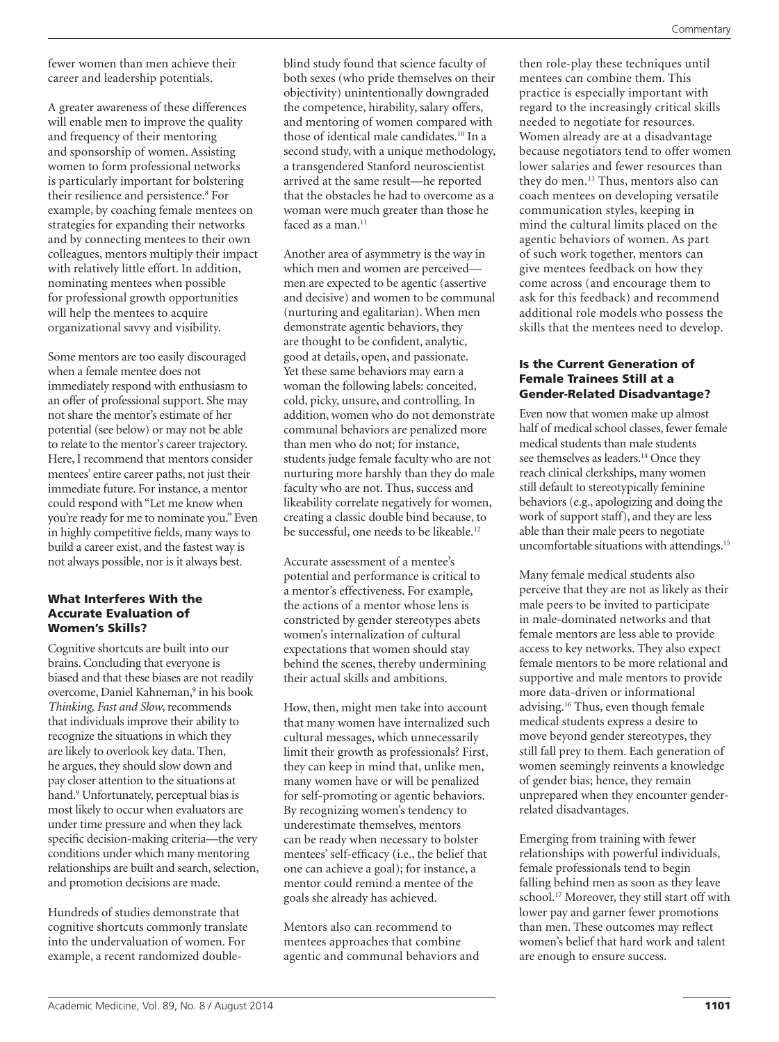fewer women than men achieve their career and leadership potentials.

A greater awareness of these differences will enable men to improve the quality and frequency of their mentoring and sponsorship of women. Assisting women to form professional networks is particularly important for bolstering their resilience and persistence.[8] For example, by coaching female mentees on strategies for expanding their networks and by connecting mentees to their own colleagues, mentors multiply their impact with relatively little effort. In addition, nominating mentees when possible for professional growth opportunities will help the mentees to acquire organizational savvy and visibility.

Some mentors are too easily discouraged when a female mentee does not immediately respond with enthusiasm to an offer of professional support. She may not share the mentor's estimate of her potential (see below) or may not be able to relate to the mentor's career trajectory. Here, I recommend that mentors consider mentees' entire career paths, not just their immediate future. For instance, a mentor could respond with "Let me know when you're ready for me to nominate you." Even in highly competitive fields, many ways to build a career exist, and the fastest way is not always possible, nor is it always best.

## What Interferes With the Accurate Evaluation of Women's Skills?

Cognitive shortcuts are built into our brains. Concluding that everyone is biased and that these biases are not readily overcome, Daniel Kahneman,[9] in his book *Thinking, Fast and Slow*, recommends that individuals improve their ability to recognize the situations in which they are likely to overlook key data. Then, he argues, they should slow down and pay closer attention to the situations at hand.[9] Unfortunately, perceptual bias is most likely to occur when evaluators are under time pressure and when they lack specific decision-making criteria—the very conditions under which many mentoring relationships are built and search, selection, and promotion decisions are made.

Hundreds of studies demonstrate that cognitive shortcuts commonly translate into the undervaluation of women. For example, a recent randomized double-blind study found that science faculty of both sexes (who pride themselves on their objectivity) unintentionally downgraded the competence, hirability, salary offers, and mentoring of women compared with those of identical male candidates.[10] In a second study, with a unique methodology, a transgendered Stanford neuroscientist arrived at the same result—he reported that the obstacles he had to overcome as a woman were much greater than those he faced as a man.[11]

Another area of asymmetry is the way in which men and women are perceived—men are expected to be agentic (assertive and decisive) and women to be communal (nurturing and egalitarian). When men demonstrate agentic behaviors, they are thought to be confident, analytic, good at details, open, and passionate. Yet these same behaviors may earn a woman the following labels: conceited, cold, picky, unsure, and controlling. In addition, women who do not demonstrate communal behaviors are penalized more than men who do not; for instance, students judge female faculty who are not nurturing more harshly than they do male faculty who are not. Thus, success and likeability correlate negatively for women, creating a classic double bind because, to be successful, one needs to be likeable.[12]

Accurate assessment of a mentee's potential and performance is critical to a mentor's effectiveness. For example, the actions of a mentor whose lens is constricted by gender stereotypes abets women's internalization of cultural expectations that women should stay behind the scenes, thereby undermining their actual skills and ambitions.

How, then, might men take into account that many women have internalized such cultural messages, which unnecessarily limit their growth as professionals? First, they can keep in mind that, unlike men, many women have or will be penalized for self-promoting or agentic behaviors. By recognizing women's tendency to underestimate themselves, mentors can be ready when necessary to bolster mentees' self-efficacy (i.e., the belief that one can achieve a goal); for instance, a mentor could remind a mentee of the goals she already has achieved.

Mentors also can recommend to mentees approaches that combine agentic and communal behaviors and then role-play these techniques until mentees can combine them. This practice is especially important with regard to the increasingly critical skills needed to negotiate for resources. Women already are at a disadvantage because negotiators tend to offer women lower salaries and fewer resources than they do men.[13] Thus, mentors also can coach mentees on developing versatile communication styles, keeping in mind the cultural limits placed on the agentic behaviors of women. As part of such work together, mentors can give mentees feedback on how they come across (and encourage them to ask for this feedback) and recommend additional role models who possess the skills that the mentees need to develop.

## Is the Current Generation of Female Trainees Still at a Gender-Related Disadvantage?

Even now that women make up almost half of medical school classes, fewer female medical students than male students see themselves as leaders.[14] Once they reach clinical clerkships, many women still default to stereotypically feminine behaviors (e.g., apologizing and doing the work of support staff), and they are less able than their male peers to negotiate uncomfortable situations with attendings.[15]

Many female medical students also perceive that they are not as likely as their male peers to be invited to participate in male-dominated networks and that female mentors are less able to provide access to key networks. They also expect female mentors to be more relational and supportive and male mentors to provide more data-driven or informational advising.[16] Thus, even though female medical students express a desire to move beyond gender stereotypes, they still fall prey to them. Each generation of women seemingly reinvents a knowledge of gender bias; hence, they remain unprepared when they encounter gender-related disadvantages.

Emerging from training with fewer relationships with powerful individuals, female professionals tend to begin falling behind men as soon as they leave school.[17] Moreover, they still start off with lower pay and garner fewer promotions than men. These outcomes may reflect women's belief that hard work and talent are enough to ensure success.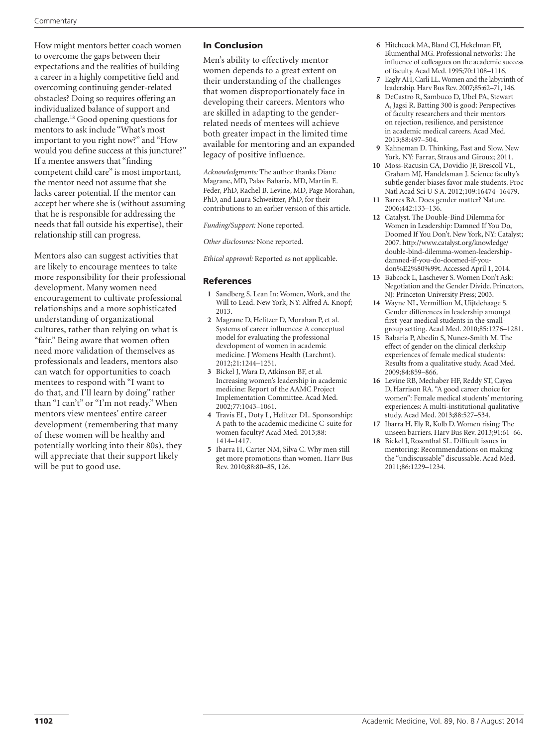How might mentors better coach women to overcome the gaps between their expectations and the realities of building a career in a highly competitive field and overcoming continuing gender-related obstacles? Doing so requires offering an individualized balance of support and challenge.[18] Good opening questions for mentors to ask include "What's most important to you right now?" and "How would you define success at this juncture?" If a mentee answers that "finding competent child care" is most important, the mentor need not assume that she lacks career potential. If the mentor can accept her where she is (without assuming that he is responsible for addressing the needs that fall outside his expertise), their relationship still can progress.

Mentors also can suggest activities that are likely to encourage mentees to take more responsibility for their professional development. Many women need encouragement to cultivate professional relationships and a more sophisticated understanding of organizational cultures, rather than relying on what is "fair." Being aware that women often need more validation of themselves as professionals and leaders, mentors also can watch for opportunities to coach mentees to respond with "I want to do that, and I'll learn by doing" rather than "I can't" or "I'm not ready." When mentors view mentees' entire career development (remembering that many of these women will be healthy and potentially working into their 80s), they will appreciate that their support likely will be put to good use.

## In Conclusion

Men's ability to effectively mentor women depends to a great extent on their understanding of the challenges that women disproportionately face in developing their careers. Mentors who are skilled in adapting to the gender-related needs of mentees will achieve both greater impact in the limited time available for mentoring and an expanded legacy of positive influence.

*Acknowledgments:* The author thanks Diane Magrane, MD, Palav Babaria, MD, Martin E. Feder, PhD, Rachel B. Levine, MD, Page Morahan, PhD, and Laura Schweitzer, PhD, for their contributions to an earlier version of this article.

*Funding/Support:* None reported.

*Other disclosures:* None reported.

*Ethical approval:* Reported as not applicable.

## References

1. Sandberg S. Lean In: Women, Work, and the Will to Lead. New York, NY: Alfred A. Knopf; 2013.
2. Magrane D, Helitzer D, Morahan P, et al. Systems of career influences: A conceptual model for evaluating the professional development of women in academic medicine. J Womens Health (Larchmt). 2012;21:1244–1251.
3. Bickel J, Wara D, Atkinson BF, et al. Increasing women's leadership in academic medicine: Report of the AAMC Project Implementation Committee. Acad Med. 2002;77:1043–1061.
4. Travis EL, Doty L, Helitzer DL. Sponsorship: A path to the academic medicine C-suite for women faculty? Acad Med. 2013;88:1414–1417.
5. Ibarra H, Carter NM, Silva C. Why men still get more promotions than women. Harv Bus Rev. 2010;88:80–85, 126.
6. Hitchcock MA, Bland CJ, Hekelman FP, Blumenthal MG. Professional networks: The influence of colleagues on the academic success of faculty. Acad Med. 1995;70:1108–1116.
7. Eagly AH, Carli LL. Women and the labyrinth of leadership. Harv Bus Rev. 2007;85:62–71, 146.
8. DeCastro R, Sambuco D, Ubel PA, Stewart A, Jagsi R. Batting 300 is good: Perspectives of faculty researchers and their mentors on rejection, resilience, and persistence in academic medical careers. Acad Med. 2013;88:497–504.
9. Kahneman D. Thinking, Fast and Slow. New York, NY: Farrar, Straus and Giroux; 2011.
10. Moss-Racusin CA, Dovidio JF, Brescoll VL, Graham MJ, Handelsman J. Science faculty's subtle gender biases favor male students. Proc Natl Acad Sci U S A. 2012;109:16474–16479.
11. Barres BA. Does gender matter? Nature. 2006;442:133–136.
12. Catalyst. The Double-Bind Dilemma for Women in Leadership: Damned If You Do, Doomed If You Don't. New York, NY: Catalyst; 2007. http://www.catalyst.org/knowledge/double-bind-dilemma-women-leadership-damned-if-you-do-doomed-if-you-don%E2%80%99t. Accessed April 1, 2014.
13. Babcock L, Laschever S. Women Don't Ask: Negotiation and the Gender Divide. Princeton, NJ: Princeton University Press; 2003.
14. Wayne NL, Vermillion M, Uijtdehaage S. Gender differences in leadership amongst first-year medical students in the small-group setting. Acad Med. 2010;85:1276–1281.
15. Babaria P, Abedin S, Nunez-Smith M. The effect of gender on the clinical clerkship experiences of female medical students: Results from a qualitative study. Acad Med. 2009;84:859–866.
16. Levine RB, Mechaber HF, Reddy ST, Cayea D, Harrison RA. "A good career choice for women": Female medical students' mentoring experiences: A multi-institutional qualitative study. Acad Med. 2013;88:527–534.
17. Ibarra H, Ely R, Kolb D. Women rising: The unseen barriers. Harv Bus Rev. 2013;91:61–66.
18. Bickel J, Rosenthal SL. Difficult issues in mentoring: Recommendations on making the "undiscussable" discussable. Acad Med. 2011;86:1229–1234.